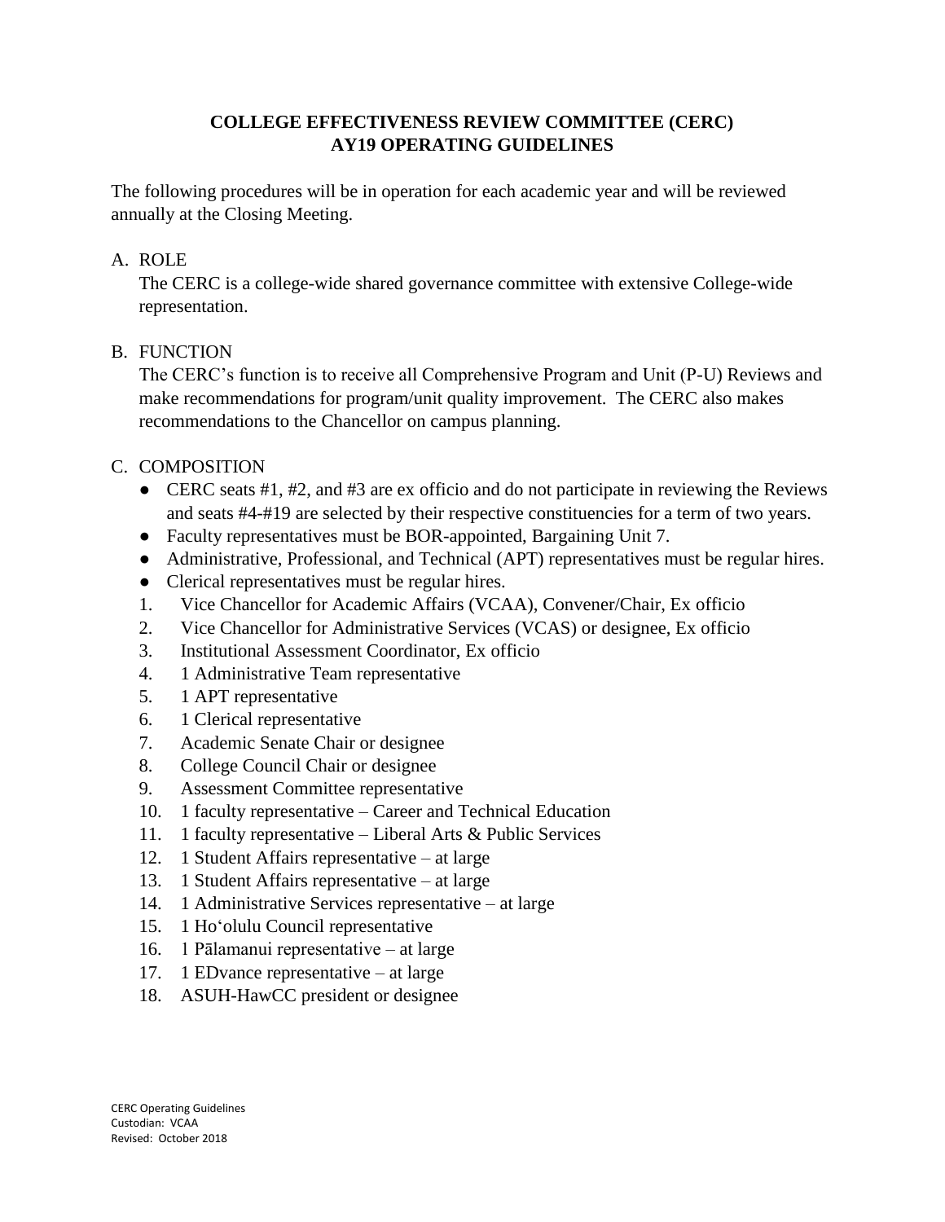# COLLEGE EFFECTIVENESS REVIEW COMMITTEE (CERC)
## AY19 OPERATING GUIDELINES

The following procedures will be in operation for each academic year and will be reviewed annually at the Closing Meeting.

A. ROLE

The CERC is a college-wide shared governance committee with extensive College-wide representation.

B. FUNCTION

The CERC's function is to receive all Comprehensive Program and Unit (P-U) Reviews and make recommendations for program/unit quality improvement. The CERC also makes recommendations to the Chancellor on campus planning.

C. COMPOSITION

- CERC seats #1, #2, and #3 are ex officio and do not participate in reviewing the Reviews and seats #4-#19 are selected by their respective constituencies for a term of two years.
- Faculty representatives must be BOR-appointed, Bargaining Unit 7.
- Administrative, Professional, and Technical (APT) representatives must be regular hires.
- Clerical representatives must be regular hires.

1. Vice Chancellor for Academic Affairs (VCAA), Convener/Chair, Ex officio
2. Vice Chancellor for Administrative Services (VCAS) or designee, Ex officio
3. Institutional Assessment Coordinator, Ex officio
4. 1 Administrative Team representative
5. 1 APT representative
6. 1 Clerical representative
7. Academic Senate Chair or designee
8. College Council Chair or designee
9. Assessment Committee representative
10. 1 faculty representative – Career and Technical Education
11. 1 faculty representative – Liberal Arts & Public Services
12. 1 Student Affairs representative – at large
13. 1 Student Affairs representative – at large
14. 1 Administrative Services representative – at large
15. 1 Hoʻolulu Council representative
16. 1 Pālamanui representative – at large
17. 1 EDvance representative – at large
18. ASUH-HawCC president or designee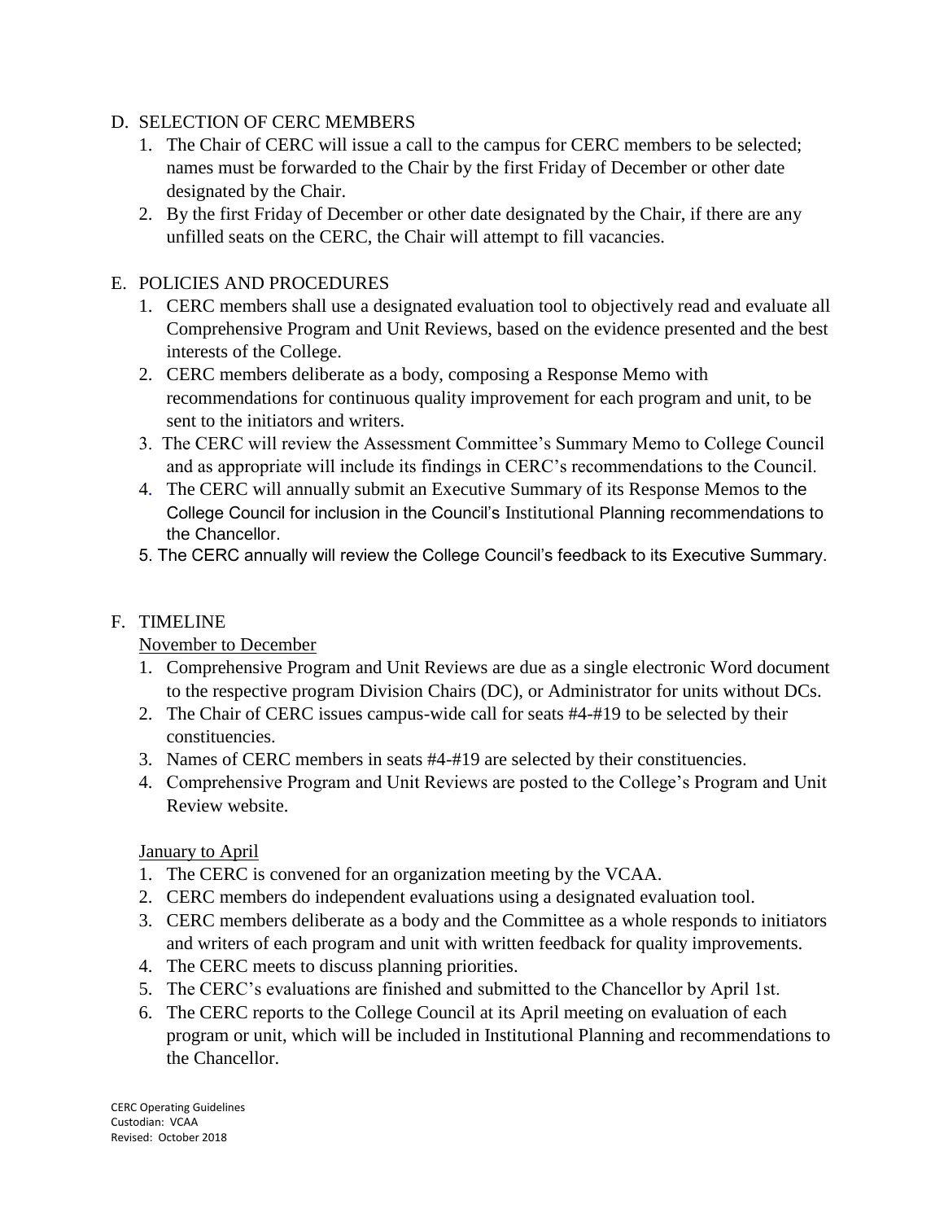## D. SELECTION OF CERC MEMBERS

1. The Chair of CERC will issue a call to the campus for CERC members to be selected; names must be forwarded to the Chair by the first Friday of December or other date designated by the Chair.
2. By the first Friday of December or other date designated by the Chair, if there are any unfilled seats on the CERC, the Chair will attempt to fill vacancies.

## E. POLICIES AND PROCEDURES

1. CERC members shall use a designated evaluation tool to objectively read and evaluate all Comprehensive Program and Unit Reviews, based on the evidence presented and the best interests of the College.
2. CERC members deliberate as a body, composing a Response Memo with recommendations for continuous quality improvement for each program and unit, to be sent to the initiators and writers.
3. The CERC will review the Assessment Committee's Summary Memo to College Council and as appropriate will include its findings in CERC's recommendations to the Council.
4. The CERC will annually submit an Executive Summary of its Response Memos to the College Council for inclusion in the Council's Institutional Planning recommendations to the Chancellor.
5. The CERC annually will review the College Council's feedback to its Executive Summary.

## F. TIMELINE

November to December

1. Comprehensive Program and Unit Reviews are due as a single electronic Word document to the respective program Division Chairs (DC), or Administrator for units without DCs.
2. The Chair of CERC issues campus-wide call for seats #4-#19 to be selected by their constituencies.
3. Names of CERC members in seats #4-#19 are selected by their constituencies.
4. Comprehensive Program and Unit Reviews are posted to the College's Program and Unit Review website.

January to April

1. The CERC is convened for an organization meeting by the VCAA.
2. CERC members do independent evaluations using a designated evaluation tool.
3. CERC members deliberate as a body and the Committee as a whole responds to initiators and writers of each program and unit with written feedback for quality improvements.
4. The CERC meets to discuss planning priorities.
5. The CERC's evaluations are finished and submitted to the Chancellor by April 1st.
6. The CERC reports to the College Council at its April meeting on evaluation of each program or unit, which will be included in Institutional Planning and recommendations to the Chancellor.

CERC Operating Guidelines
Custodian: VCAA
Revised: October 2018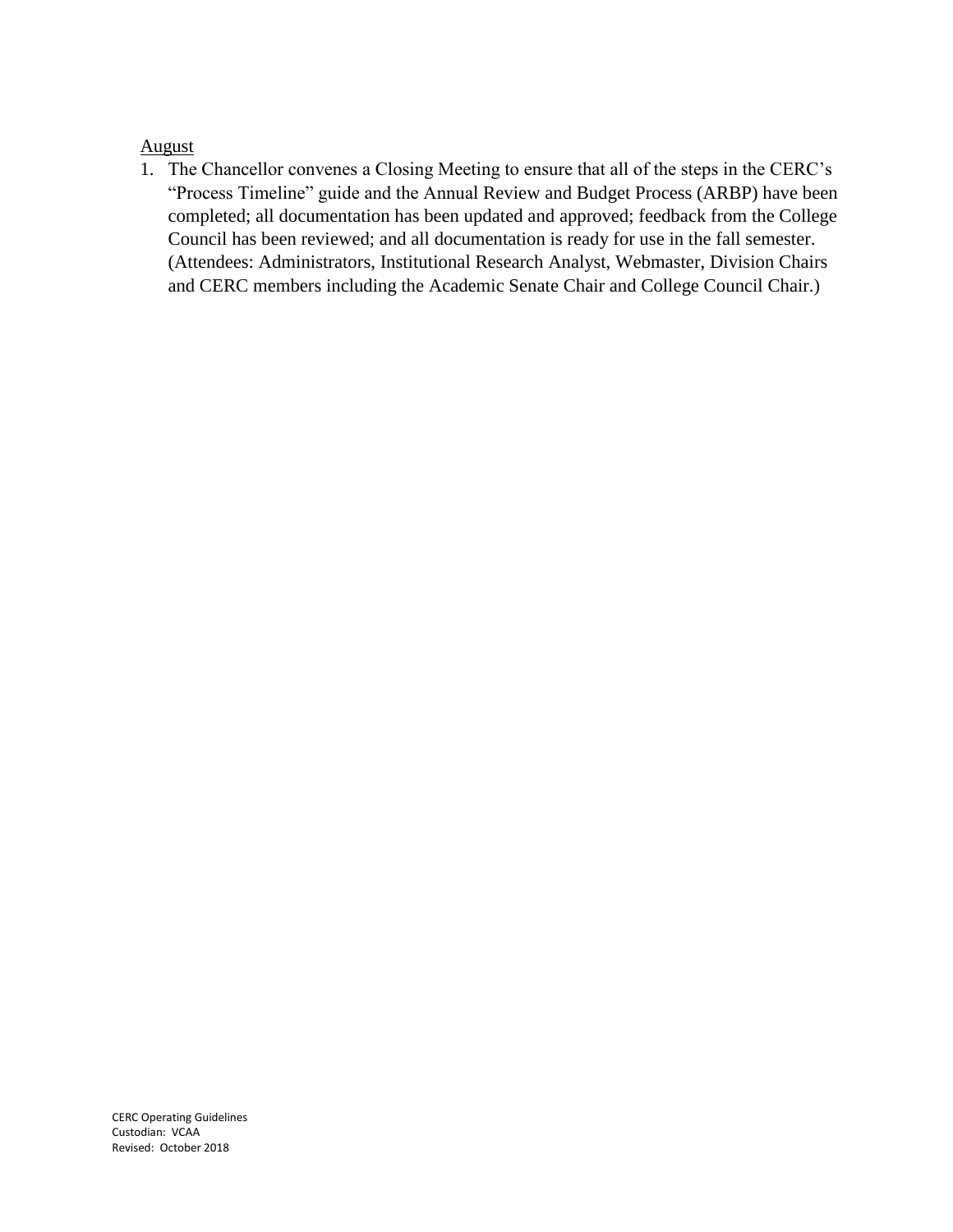<u>August</u>

1. The Chancellor convenes a Closing Meeting to ensure that all of the steps in the CERC's "Process Timeline" guide and the Annual Review and Budget Process (ARBP) have been completed; all documentation has been updated and approved; feedback from the College Council has been reviewed; and all documentation is ready for use in the fall semester. (Attendees: Administrators, Institutional Research Analyst, Webmaster, Division Chairs and CERC members including the Academic Senate Chair and College Council Chair.)